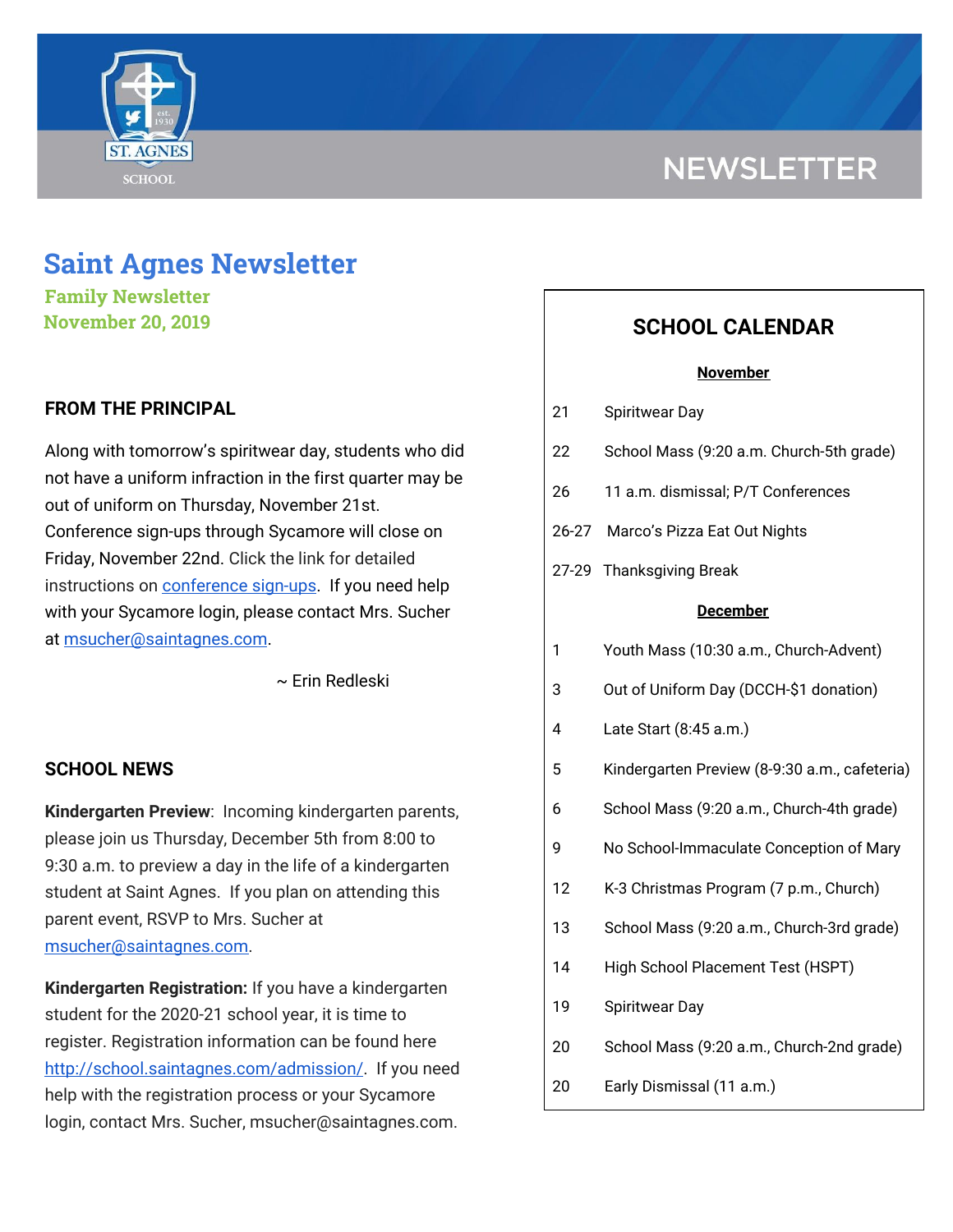# Saint Agnes Newsletter

**Family Newsletter**
**November 20, 2019**

## FROM THE PRINCIPAL

Along with tomorrow's spiritwear day, students who did not have a uniform infraction in the first quarter may be out of uniform on Thursday, November 21st. Conference sign-ups through Sycamore will close on Friday, November 22nd. Click the link for detailed instructions on conference sign-ups. If you need help with your Sycamore login, please contact Mrs. Sucher at msucher@saintagnes.com.

~ Erin Redleski

## SCHOOL NEWS

**Kindergarten Preview**: Incoming kindergarten parents, please join us Thursday, December 5th from 8:00 to 9:30 a.m. to preview a day in the life of a kindergarten student at Saint Agnes. If you plan on attending this parent event, RSVP to Mrs. Sucher at msucher@saintagnes.com.

**Kindergarten Registration:** If you have a kindergarten student for the 2020-21 school year, it is time to register. Registration information can be found here http://school.saintagnes.com/admission/. If you need help with the registration process or your Sycamore login, contact Mrs. Sucher, msucher@saintagnes.com.

## SCHOOL CALENDAR

**November**

| Date | Event |
|---|---|
| 21 | Spiritwear Day |
| 22 | School Mass (9:20 a.m. Church-5th grade) |
| 26 | 11 a.m. dismissal; P/T Conferences |
| 26-27 | Marco's Pizza Eat Out Nights |
| 27-29 | Thanksgiving Break |

**December**

| Date | Event |
|---|---|
| 1 | Youth Mass (10:30 a.m., Church-Advent) |
| 3 | Out of Uniform Day (DCCH-$1 donation) |
| 4 | Late Start (8:45 a.m.) |
| 5 | Kindergarten Preview (8-9:30 a.m., cafeteria) |
| 6 | School Mass (9:20 a.m., Church-4th grade) |
| 9 | No School-Immaculate Conception of Mary |
| 12 | K-3 Christmas Program (7 p.m., Church) |
| 13 | School Mass (9:20 a.m., Church-3rd grade) |
| 14 | High School Placement Test (HSPT) |
| 19 | Spiritwear Day |
| 20 | School Mass (9:20 a.m., Church-2nd grade) |
| 20 | Early Dismissal (11 a.m.) |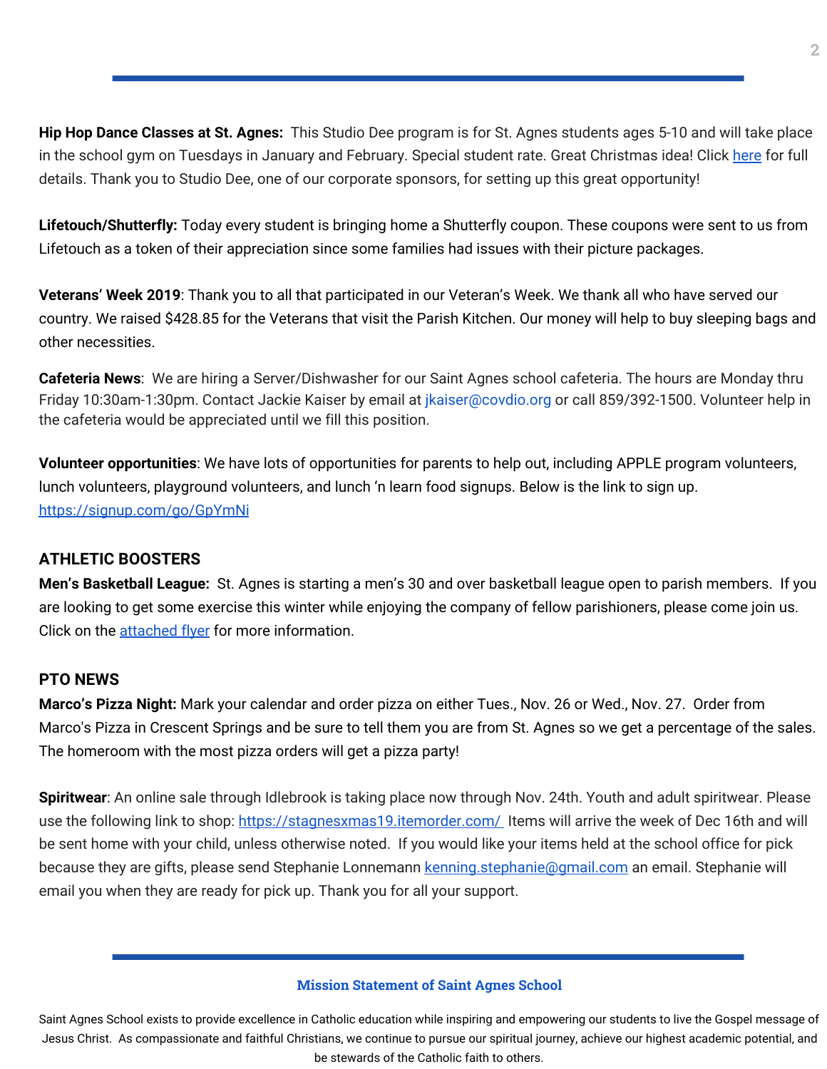**Hip Hop Dance Classes at St. Agnes:** This Studio Dee program is for St. Agnes students ages 5-10 and will take place in the school gym on Tuesdays in January and February. Special student rate. Great Christmas idea! Click here for full details. Thank you to Studio Dee, one of our corporate sponsors, for setting up this great opportunity!

**Lifetouch/Shutterfly:** Today every student is bringing home a Shutterfly coupon. These coupons were sent to us from Lifetouch as a token of their appreciation since some families had issues with their picture packages.

**Veterans' Week 2019**: Thank you to all that participated in our Veteran's Week. We thank all who have served our country. We raised $428.85 for the Veterans that visit the Parish Kitchen. Our money will help to buy sleeping bags and other necessities.

**Cafeteria News**: We are hiring a Server/Dishwasher for our Saint Agnes school cafeteria. The hours are Monday thru Friday 10:30am-1:30pm. Contact Jackie Kaiser by email at jkaiser@covdio.org or call 859/392-1500. Volunteer help in the cafeteria would be appreciated until we fill this position.

**Volunteer opportunities**: We have lots of opportunities for parents to help out, including APPLE program volunteers, lunch volunteers, playground volunteers, and lunch 'n learn food signups. Below is the link to sign up. https://signup.com/go/GpYmNi

## ATHLETIC BOOSTERS

**Men's Basketball League:** St. Agnes is starting a men's 30 and over basketball league open to parish members. If you are looking to get some exercise this winter while enjoying the company of fellow parishioners, please come join us. Click on the attached flyer for more information.

## PTO NEWS

**Marco's Pizza Night:** Mark your calendar and order pizza on either Tues., Nov. 26 or Wed., Nov. 27. Order from Marco's Pizza in Crescent Springs and be sure to tell them you are from St. Agnes so we get a percentage of the sales. The homeroom with the most pizza orders will get a pizza party!

**Spiritwear**: An online sale through Idlebrook is taking place now through Nov. 24th. Youth and adult spiritwear. Please use the following link to shop: https://stagnesxmas19.itemorder.com/ Items will arrive the week of Dec 16th and will be sent home with your child, unless otherwise noted. If you would like your items held at the school office for pick because they are gifts, please send Stephanie Lonnemann kenning.stephanie@gmail.com an email. Stephanie will email you when they are ready for pick up. Thank you for all your support.

**Mission Statement of Saint Agnes School**

Saint Agnes School exists to provide excellence in Catholic education while inspiring and empowering our students to live the Gospel message of Jesus Christ. As compassionate and faithful Christians, we continue to pursue our spiritual journey, achieve our highest academic potential, and be stewards of the Catholic faith to others.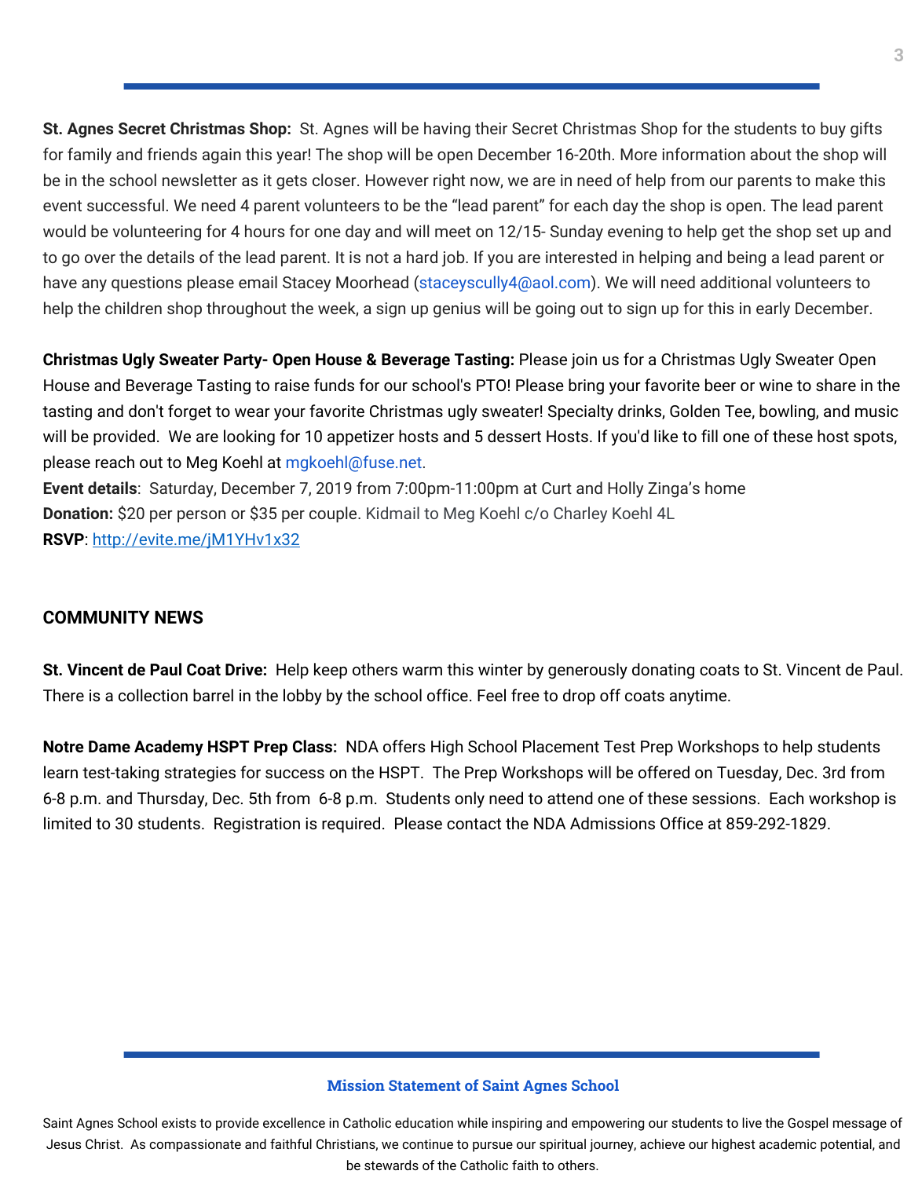**St. Agnes Secret Christmas Shop:** St. Agnes will be having their Secret Christmas Shop for the students to buy gifts for family and friends again this year! The shop will be open December 16-20th. More information about the shop will be in the school newsletter as it gets closer. However right now, we are in need of help from our parents to make this event successful. We need 4 parent volunteers to be the "lead parent" for each day the shop is open. The lead parent would be volunteering for 4 hours for one day and will meet on 12/15- Sunday evening to help get the shop set up and to go over the details of the lead parent. It is not a hard job. If you are interested in helping and being a lead parent or have any questions please email Stacey Moorhead (staceyscully4@aol.com). We will need additional volunteers to help the children shop throughout the week, a sign up genius will be going out to sign up for this in early December.

**Christmas Ugly Sweater Party- Open House & Beverage Tasting:** Please join us for a Christmas Ugly Sweater Open House and Beverage Tasting to raise funds for our school's PTO! Please bring your favorite beer or wine to share in the tasting and don't forget to wear your favorite Christmas ugly sweater! Specialty drinks, Golden Tee, bowling, and music will be provided. We are looking for 10 appetizer hosts and 5 dessert Hosts. If you'd like to fill one of these host spots, please reach out to Meg Koehl at mgkoehl@fuse.net.

**Event details**: Saturday, December 7, 2019 from 7:00pm-11:00pm at Curt and Holly Zinga's home
**Donation:** $20 per person or $35 per couple. Kidmail to Meg Koehl c/o Charley Koehl 4L
**RSVP**: http://evite.me/jM1YHv1x32

## COMMUNITY NEWS

**St. Vincent de Paul Coat Drive:** Help keep others warm this winter by generously donating coats to St. Vincent de Paul. There is a collection barrel in the lobby by the school office. Feel free to drop off coats anytime.

**Notre Dame Academy HSPT Prep Class:** NDA offers High School Placement Test Prep Workshops to help students learn test-taking strategies for success on the HSPT. The Prep Workshops will be offered on Tuesday, Dec. 3rd from 6-8 p.m. and Thursday, Dec. 5th from 6-8 p.m. Students only need to attend one of these sessions. Each workshop is limited to 30 students. Registration is required. Please contact the NDA Admissions Office at 859-292-1829.

### Mission Statement of Saint Agnes School

Saint Agnes School exists to provide excellence in Catholic education while inspiring and empowering our students to live the Gospel message of Jesus Christ. As compassionate and faithful Christians, we continue to pursue our spiritual journey, achieve our highest academic potential, and be stewards of the Catholic faith to others.